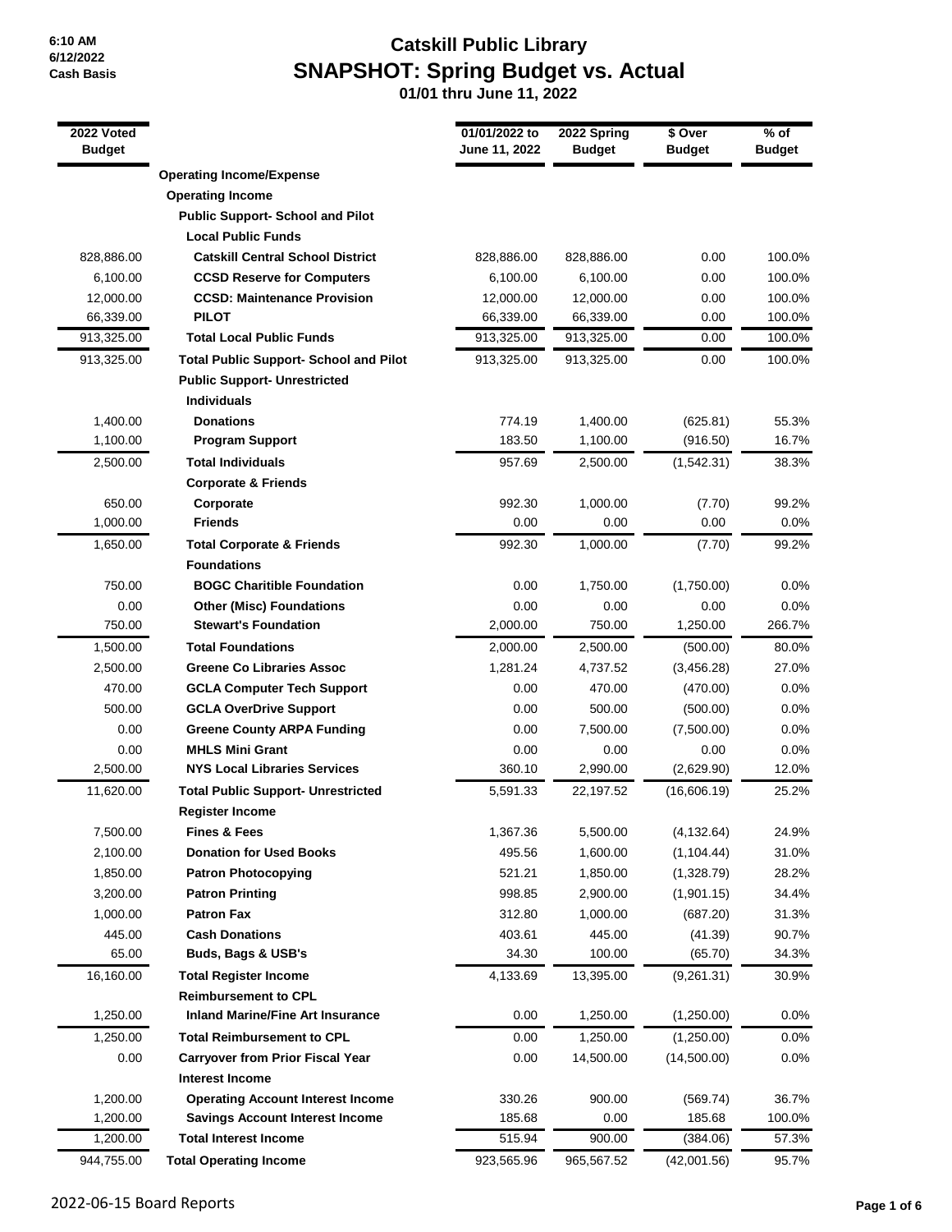6:10 AM
6/12/2022
Cash Basis

# Catskill Public Library
## SNAPSHOT: Spring Budget vs. Actual
### 01/01 thru June 11, 2022

| 2022 Voted Budget | | 01/01/2022 to June 11, 2022 | 2022 Spring Budget | $ Over Budget | % of Budget |
|---|---|---|---|---|---|
| | **Operating Income/Expense** | | | | |
| | **Operating Income** | | | | |
| | **Public Support- School and Pilot** | | | | |
| | **Local Public Funds** | | | | |
| 828,886.00 | **Catskill Central School District** | 828,886.00 | 828,886.00 | 0.00 | 100.0% |
| 6,100.00 | **CCSD Reserve for Computers** | 6,100.00 | 6,100.00 | 0.00 | 100.0% |
| 12,000.00 | **CCSD: Maintenance Provision** | 12,000.00 | 12,000.00 | 0.00 | 100.0% |
| 66,339.00 | **PILOT** | 66,339.00 | 66,339.00 | 0.00 | 100.0% |
| 913,325.00 | **Total Local Public Funds** | 913,325.00 | 913,325.00 | 0.00 | 100.0% |
| 913,325.00 | **Total Public Support- School and Pilot** | 913,325.00 | 913,325.00 | 0.00 | 100.0% |
| | **Public Support- Unrestricted** | | | | |
| | **Individuals** | | | | |
| 1,400.00 | **Donations** | 774.19 | 1,400.00 | (625.81) | 55.3% |
| 1,100.00 | **Program Support** | 183.50 | 1,100.00 | (916.50) | 16.7% |
| 2,500.00 | **Total Individuals** | 957.69 | 2,500.00 | (1,542.31) | 38.3% |
| | **Corporate & Friends** | | | | |
| 650.00 | **Corporate** | 992.30 | 1,000.00 | (7.70) | 99.2% |
| 1,000.00 | **Friends** | 0.00 | 0.00 | 0.00 | 0.0% |
| 1,650.00 | **Total Corporate & Friends** | 992.30 | 1,000.00 | (7.70) | 99.2% |
| | **Foundations** | | | | |
| 750.00 | **BOGC Charitible Foundation** | 0.00 | 1,750.00 | (1,750.00) | 0.0% |
| 0.00 | **Other (Misc) Foundations** | 0.00 | 0.00 | 0.00 | 0.0% |
| 750.00 | **Stewart's Foundation** | 2,000.00 | 750.00 | 1,250.00 | 266.7% |
| 1,500.00 | **Total Foundations** | 2,000.00 | 2,500.00 | (500.00) | 80.0% |
| 2,500.00 | **Greene Co Libraries Assoc** | 1,281.24 | 4,737.52 | (3,456.28) | 27.0% |
| 470.00 | **GCLA Computer Tech Support** | 0.00 | 470.00 | (470.00) | 0.0% |
| 500.00 | **GCLA OverDrive Support** | 0.00 | 500.00 | (500.00) | 0.0% |
| 0.00 | **Greene County ARPA Funding** | 0.00 | 7,500.00 | (7,500.00) | 0.0% |
| 0.00 | **MHLS Mini Grant** | 0.00 | 0.00 | 0.00 | 0.0% |
| 2,500.00 | **NYS Local Libraries Services** | 360.10 | 2,990.00 | (2,629.90) | 12.0% |
| 11,620.00 | **Total Public Support- Unrestricted** | 5,591.33 | 22,197.52 | (16,606.19) | 25.2% |
| | **Register Income** | | | | |
| 7,500.00 | **Fines & Fees** | 1,367.36 | 5,500.00 | (4,132.64) | 24.9% |
| 2,100.00 | **Donation for Used Books** | 495.56 | 1,600.00 | (1,104.44) | 31.0% |
| 1,850.00 | **Patron Photocopying** | 521.21 | 1,850.00 | (1,328.79) | 28.2% |
| 3,200.00 | **Patron Printing** | 998.85 | 2,900.00 | (1,901.15) | 34.4% |
| 1,000.00 | **Patron Fax** | 312.80 | 1,000.00 | (687.20) | 31.3% |
| 445.00 | **Cash Donations** | 403.61 | 445.00 | (41.39) | 90.7% |
| 65.00 | **Buds, Bags & USB's** | 34.30 | 100.00 | (65.70) | 34.3% |
| 16,160.00 | **Total Register Income** | 4,133.69 | 13,395.00 | (9,261.31) | 30.9% |
| | **Reimbursement to CPL** | | | | |
| 1,250.00 | **Inland Marine/Fine Art Insurance** | 0.00 | 1,250.00 | (1,250.00) | 0.0% |
| 1,250.00 | **Total Reimbursement to CPL** | 0.00 | 1,250.00 | (1,250.00) | 0.0% |
| 0.00 | **Carryover from Prior Fiscal Year** | 0.00 | 14,500.00 | (14,500.00) | 0.0% |
| | **Interest Income** | | | | |
| 1,200.00 | **Operating Account Interest Income** | 330.26 | 900.00 | (569.74) | 36.7% |
| 1,200.00 | **Savings Account Interest Income** | 185.68 | 0.00 | 185.68 | 100.0% |
| 1,200.00 | **Total Interest Income** | 515.94 | 900.00 | (384.06) | 57.3% |
| 944,755.00 | **Total Operating Income** | 923,565.96 | 965,567.52 | (42,001.56) | 95.7% |

2022-06-15 Board Reports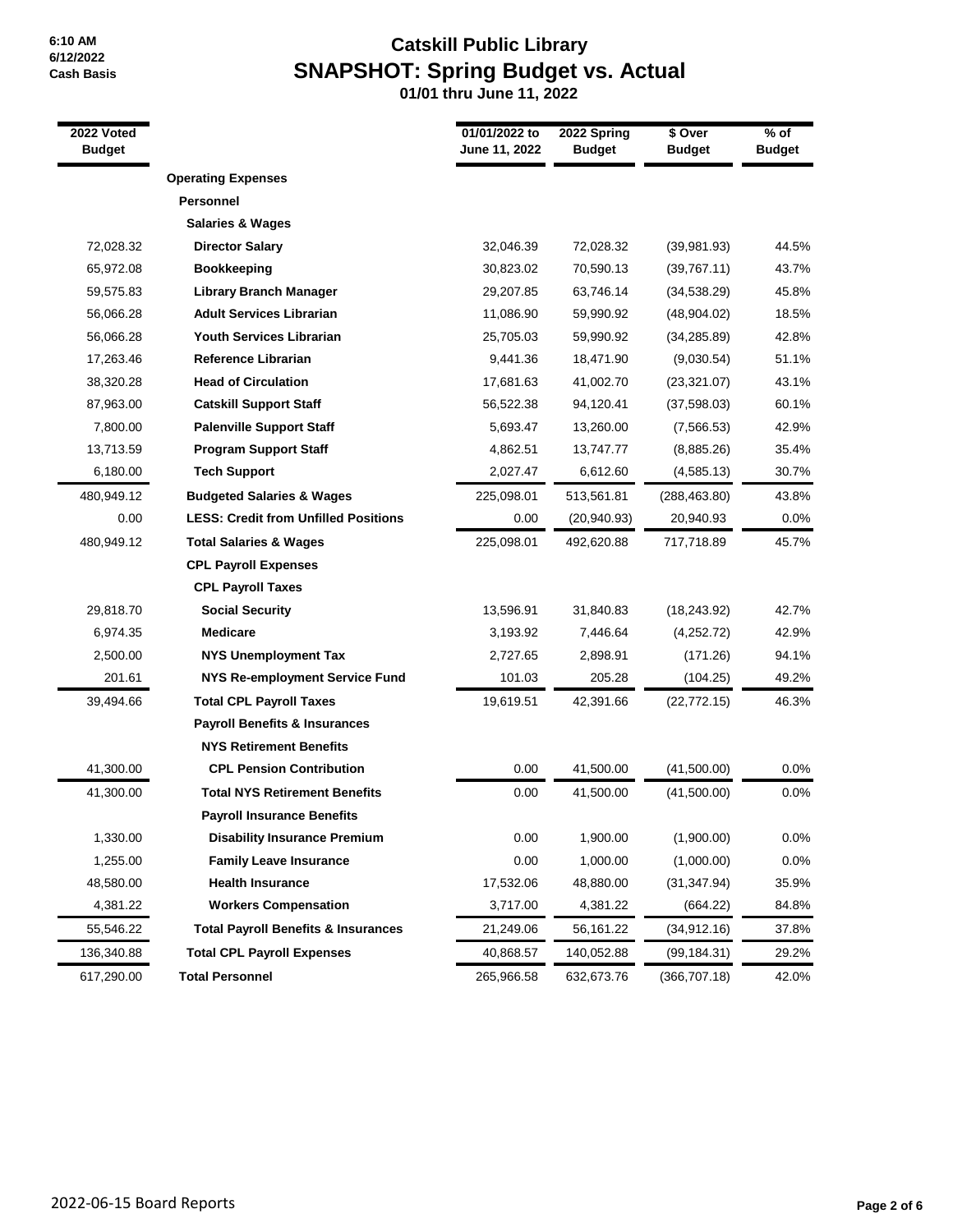# Catskill Public Library

## SNAPSHOT: Spring Budget vs. Actual

**01/01 thru June 11, 2022**

6:10 AM
6/12/2022
Cash Basis

| 2022 Voted Budget | | 01/01/2022 to June 11, 2022 | 2022 Spring Budget | $ Over Budget | % of Budget |
|---|---|---|---|---|---|
| | **Operating Expenses** | | | | |
| | **Personnel** | | | | |
| | **Salaries & Wages** | | | | |
| 72,028.32 | **Director Salary** | 32,046.39 | 72,028.32 | (39,981.93) | 44.5% |
| 65,972.08 | **Bookkeeping** | 30,823.02 | 70,590.13 | (39,767.11) | 43.7% |
| 59,575.83 | **Library Branch Manager** | 29,207.85 | 63,746.14 | (34,538.29) | 45.8% |
| 56,066.28 | **Adult Services Librarian** | 11,086.90 | 59,990.92 | (48,904.02) | 18.5% |
| 56,066.28 | **Youth Services Librarian** | 25,705.03 | 59,990.92 | (34,285.89) | 42.8% |
| 17,263.46 | **Reference Librarian** | 9,441.36 | 18,471.90 | (9,030.54) | 51.1% |
| 38,320.28 | **Head of Circulation** | 17,681.63 | 41,002.70 | (23,321.07) | 43.1% |
| 87,963.00 | **Catskill Support Staff** | 56,522.38 | 94,120.41 | (37,598.03) | 60.1% |
| 7,800.00 | **Palenville Support Staff** | 5,693.47 | 13,260.00 | (7,566.53) | 42.9% |
| 13,713.59 | **Program Support Staff** | 4,862.51 | 13,747.77 | (8,885.26) | 35.4% |
| 6,180.00 | **Tech Support** | 2,027.47 | 6,612.60 | (4,585.13) | 30.7% |
| 480,949.12 | **Budgeted Salaries & Wages** | 225,098.01 | 513,561.81 | (288,463.80) | 43.8% |
| 0.00 | **LESS: Credit from Unfilled Positions** | 0.00 | (20,940.93) | 20,940.93 | 0.0% |
| 480,949.12 | **Total Salaries & Wages** | 225,098.01 | 492,620.88 | 717,718.89 | 45.7% |
| | **CPL Payroll Expenses** | | | | |
| | **CPL Payroll Taxes** | | | | |
| 29,818.70 | **Social Security** | 13,596.91 | 31,840.83 | (18,243.92) | 42.7% |
| 6,974.35 | **Medicare** | 3,193.92 | 7,446.64 | (4,252.72) | 42.9% |
| 2,500.00 | **NYS Unemployment Tax** | 2,727.65 | 2,898.91 | (171.26) | 94.1% |
| 201.61 | **NYS Re-employment Service Fund** | 101.03 | 205.28 | (104.25) | 49.2% |
| 39,494.66 | **Total CPL Payroll Taxes** | 19,619.51 | 42,391.66 | (22,772.15) | 46.3% |
| | **Payroll Benefits & Insurances** | | | | |
| | **NYS Retirement Benefits** | | | | |
| 41,300.00 | **CPL Pension Contribution** | 0.00 | 41,500.00 | (41,500.00) | 0.0% |
| 41,300.00 | **Total NYS Retirement Benefits** | 0.00 | 41,500.00 | (41,500.00) | 0.0% |
| | **Payroll Insurance Benefits** | | | | |
| 1,330.00 | **Disability Insurance Premium** | 0.00 | 1,900.00 | (1,900.00) | 0.0% |
| 1,255.00 | **Family Leave Insurance** | 0.00 | 1,000.00 | (1,000.00) | 0.0% |
| 48,580.00 | **Health Insurance** | 17,532.06 | 48,880.00 | (31,347.94) | 35.9% |
| 4,381.22 | **Workers Compensation** | 3,717.00 | 4,381.22 | (664.22) | 84.8% |
| 55,546.22 | **Total Payroll Benefits & Insurances** | 21,249.06 | 56,161.22 | (34,912.16) | 37.8% |
| 136,340.88 | **Total CPL Payroll Expenses** | 40,868.57 | 140,052.88 | (99,184.31) | 29.2% |
| 617,290.00 | **Total Personnel** | 265,966.58 | 632,673.76 | (366,707.18) | 42.0% |

2022-06-15 Board Reports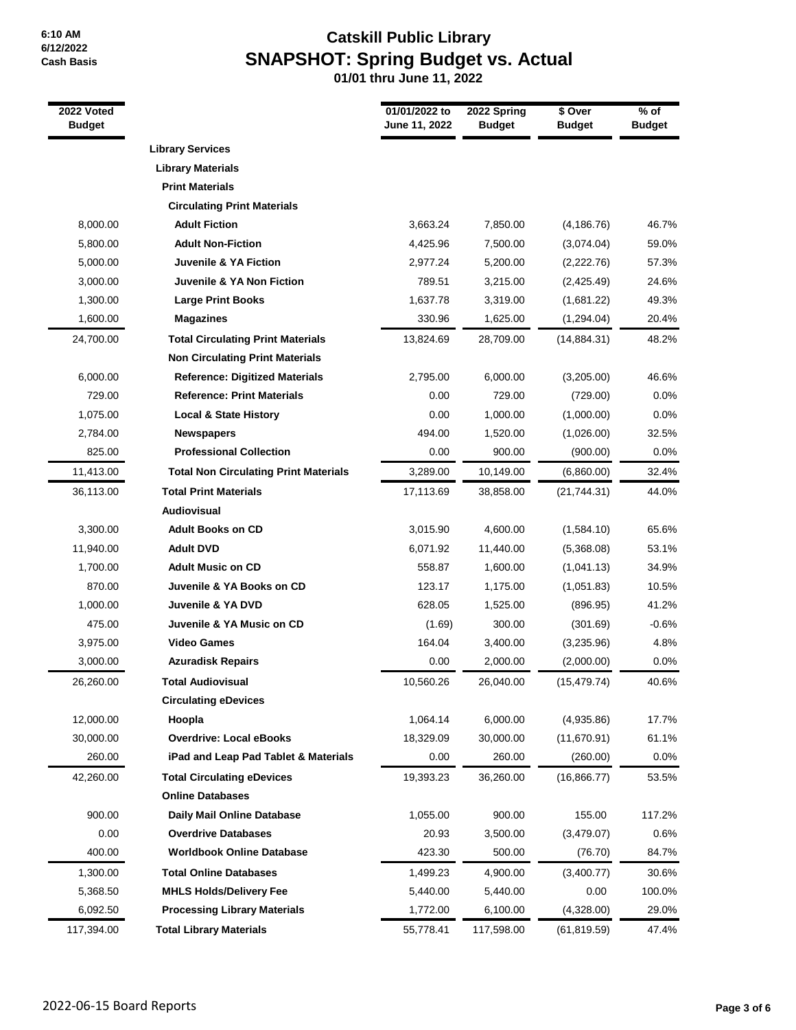6:10 AM
6/12/2022
Cash Basis

# Catskill Public Library
## SNAPSHOT: Spring Budget vs. Actual
### 01/01 thru June 11, 2022

| 2022 Voted Budget | | 01/01/2022 to June 11, 2022 | 2022 Spring Budget | $ Over Budget | % of Budget |
|---|---|---|---|---|---|
| | **Library Services** | | | | |
| | **Library Materials** | | | | |
| | **Print Materials** | | | | |
| | **Circulating Print Materials** | | | | |
| 8,000.00 | **Adult Fiction** | 3,663.24 | 7,850.00 | (4,186.76) | 46.7% |
| 5,800.00 | **Adult Non-Fiction** | 4,425.96 | 7,500.00 | (3,074.04) | 59.0% |
| 5,000.00 | **Juvenile & YA Fiction** | 2,977.24 | 5,200.00 | (2,222.76) | 57.3% |
| 3,000.00 | **Juvenile & YA Non Fiction** | 789.51 | 3,215.00 | (2,425.49) | 24.6% |
| 1,300.00 | **Large Print Books** | 1,637.78 | 3,319.00 | (1,681.22) | 49.3% |
| 1,600.00 | **Magazines** | 330.96 | 1,625.00 | (1,294.04) | 20.4% |
| 24,700.00 | **Total Circulating Print Materials** | 13,824.69 | 28,709.00 | (14,884.31) | 48.2% |
| | **Non Circulating Print Materials** | | | | |
| 6,000.00 | **Reference: Digitized Materials** | 2,795.00 | 6,000.00 | (3,205.00) | 46.6% |
| 729.00 | **Reference: Print Materials** | 0.00 | 729.00 | (729.00) | 0.0% |
| 1,075.00 | **Local & State History** | 0.00 | 1,000.00 | (1,000.00) | 0.0% |
| 2,784.00 | **Newspapers** | 494.00 | 1,520.00 | (1,026.00) | 32.5% |
| 825.00 | **Professional Collection** | 0.00 | 900.00 | (900.00) | 0.0% |
| 11,413.00 | **Total Non Circulating Print Materials** | 3,289.00 | 10,149.00 | (6,860.00) | 32.4% |
| 36,113.00 | **Total Print Materials** | 17,113.69 | 38,858.00 | (21,744.31) | 44.0% |
| | **Audiovisual** | | | | |
| 3,300.00 | **Adult Books on CD** | 3,015.90 | 4,600.00 | (1,584.10) | 65.6% |
| 11,940.00 | **Adult DVD** | 6,071.92 | 11,440.00 | (5,368.08) | 53.1% |
| 1,700.00 | **Adult Music on CD** | 558.87 | 1,600.00 | (1,041.13) | 34.9% |
| 870.00 | **Juvenile & YA Books on CD** | 123.17 | 1,175.00 | (1,051.83) | 10.5% |
| 1,000.00 | **Juvenile & YA DVD** | 628.05 | 1,525.00 | (896.95) | 41.2% |
| 475.00 | **Juvenile & YA Music on CD** | (1.69) | 300.00 | (301.69) | -0.6% |
| 3,975.00 | **Video Games** | 164.04 | 3,400.00 | (3,235.96) | 4.8% |
| 3,000.00 | **Azuradisk Repairs** | 0.00 | 2,000.00 | (2,000.00) | 0.0% |
| 26,260.00 | **Total Audiovisual** | 10,560.26 | 26,040.00 | (15,479.74) | 40.6% |
| | **Circulating eDevices** | | | | |
| 12,000.00 | **Hoopla** | 1,064.14 | 6,000.00 | (4,935.86) | 17.7% |
| 30,000.00 | **Overdrive: Local eBooks** | 18,329.09 | 30,000.00 | (11,670.91) | 61.1% |
| 260.00 | **iPad and Leap Pad Tablet & Materials** | 0.00 | 260.00 | (260.00) | 0.0% |
| 42,260.00 | **Total Circulating eDevices** | 19,393.23 | 36,260.00 | (16,866.77) | 53.5% |
| | **Online Databases** | | | | |
| 900.00 | **Daily Mail Online Database** | 1,055.00 | 900.00 | 155.00 | 117.2% |
| 0.00 | **Overdrive Databases** | 20.93 | 3,500.00 | (3,479.07) | 0.6% |
| 400.00 | **Worldbook Online Database** | 423.30 | 500.00 | (76.70) | 84.7% |
| 1,300.00 | **Total Online Databases** | 1,499.23 | 4,900.00 | (3,400.77) | 30.6% |
| 5,368.50 | **MHLS Holds/Delivery Fee** | 5,440.00 | 5,440.00 | 0.00 | 100.0% |
| 6,092.50 | **Processing Library Materials** | 1,772.00 | 6,100.00 | (4,328.00) | 29.0% |
| 117,394.00 | **Total Library Materials** | 55,778.41 | 117,598.00 | (61,819.59) | 47.4% |

2022-06-15 Board Reports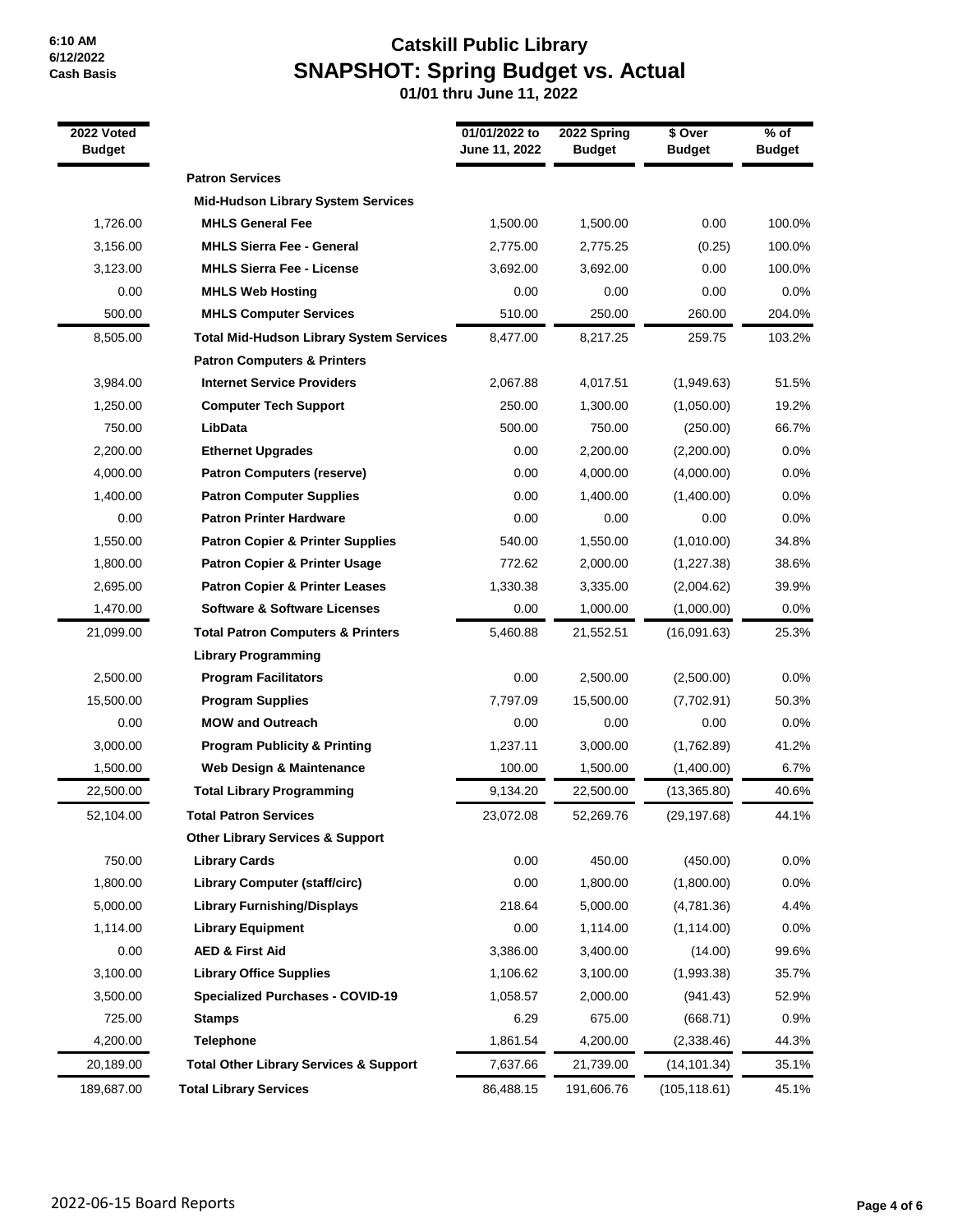6:10 AM
6/12/2022
Cash Basis

# Catskill Public Library
## SNAPSHOT: Spring Budget vs. Actual
### 01/01 thru June 11, 2022

| 2022 Voted Budget | | 01/01/2022 to June 11, 2022 | 2022 Spring Budget | $ Over Budget | % of Budget |
|---|---|---|---|---|---|
| | **Patron Services** | | | | |
| | **Mid-Hudson Library System Services** | | | | |
| 1,726.00 | **MHLS General Fee** | 1,500.00 | 1,500.00 | 0.00 | 100.0% |
| 3,156.00 | **MHLS Sierra Fee - General** | 2,775.00 | 2,775.25 | (0.25) | 100.0% |
| 3,123.00 | **MHLS Sierra Fee - License** | 3,692.00 | 3,692.00 | 0.00 | 100.0% |
| 0.00 | **MHLS Web Hosting** | 0.00 | 0.00 | 0.00 | 0.0% |
| 500.00 | **MHLS Computer Services** | 510.00 | 250.00 | 260.00 | 204.0% |
| 8,505.00 | **Total Mid-Hudson Library System Services** | 8,477.00 | 8,217.25 | 259.75 | 103.2% |
| | **Patron Computers & Printers** | | | | |
| 3,984.00 | **Internet Service Providers** | 2,067.88 | 4,017.51 | (1,949.63) | 51.5% |
| 1,250.00 | **Computer Tech Support** | 250.00 | 1,300.00 | (1,050.00) | 19.2% |
| 750.00 | **LibData** | 500.00 | 750.00 | (250.00) | 66.7% |
| 2,200.00 | **Ethernet Upgrades** | 0.00 | 2,200.00 | (2,200.00) | 0.0% |
| 4,000.00 | **Patron Computers (reserve)** | 0.00 | 4,000.00 | (4,000.00) | 0.0% |
| 1,400.00 | **Patron Computer Supplies** | 0.00 | 1,400.00 | (1,400.00) | 0.0% |
| 0.00 | **Patron Printer Hardware** | 0.00 | 0.00 | 0.00 | 0.0% |
| 1,550.00 | **Patron Copier & Printer Supplies** | 540.00 | 1,550.00 | (1,010.00) | 34.8% |
| 1,800.00 | **Patron Copier & Printer Usage** | 772.62 | 2,000.00 | (1,227.38) | 38.6% |
| 2,695.00 | **Patron Copier & Printer Leases** | 1,330.38 | 3,335.00 | (2,004.62) | 39.9% |
| 1,470.00 | **Software & Software Licenses** | 0.00 | 1,000.00 | (1,000.00) | 0.0% |
| 21,099.00 | **Total Patron Computers & Printers** | 5,460.88 | 21,552.51 | (16,091.63) | 25.3% |
| | **Library Programming** | | | | |
| 2,500.00 | **Program Facilitators** | 0.00 | 2,500.00 | (2,500.00) | 0.0% |
| 15,500.00 | **Program Supplies** | 7,797.09 | 15,500.00 | (7,702.91) | 50.3% |
| 0.00 | **MOW and Outreach** | 0.00 | 0.00 | 0.00 | 0.0% |
| 3,000.00 | **Program Publicity & Printing** | 1,237.11 | 3,000.00 | (1,762.89) | 41.2% |
| 1,500.00 | **Web Design & Maintenance** | 100.00 | 1,500.00 | (1,400.00) | 6.7% |
| 22,500.00 | **Total Library Programming** | 9,134.20 | 22,500.00 | (13,365.80) | 40.6% |
| 52,104.00 | **Total Patron Services** | 23,072.08 | 52,269.76 | (29,197.68) | 44.1% |
| | **Other Library Services & Support** | | | | |
| 750.00 | **Library Cards** | 0.00 | 450.00 | (450.00) | 0.0% |
| 1,800.00 | **Library Computer (staff/circ)** | 0.00 | 1,800.00 | (1,800.00) | 0.0% |
| 5,000.00 | **Library Furnishing/Displays** | 218.64 | 5,000.00 | (4,781.36) | 4.4% |
| 1,114.00 | **Library Equipment** | 0.00 | 1,114.00 | (1,114.00) | 0.0% |
| 0.00 | **AED & First Aid** | 3,386.00 | 3,400.00 | (14.00) | 99.6% |
| 3,100.00 | **Library Office Supplies** | 1,106.62 | 3,100.00 | (1,993.38) | 35.7% |
| 3,500.00 | **Specialized Purchases - COVID-19** | 1,058.57 | 2,000.00 | (941.43) | 52.9% |
| 725.00 | **Stamps** | 6.29 | 675.00 | (668.71) | 0.9% |
| 4,200.00 | **Telephone** | 1,861.54 | 4,200.00 | (2,338.46) | 44.3% |
| 20,189.00 | **Total Other Library Services & Support** | 7,637.66 | 21,739.00 | (14,101.34) | 35.1% |
| 189,687.00 | **Total Library Services** | 86,488.15 | 191,606.76 | (105,118.61) | 45.1% |

2022-06-15 Board Reports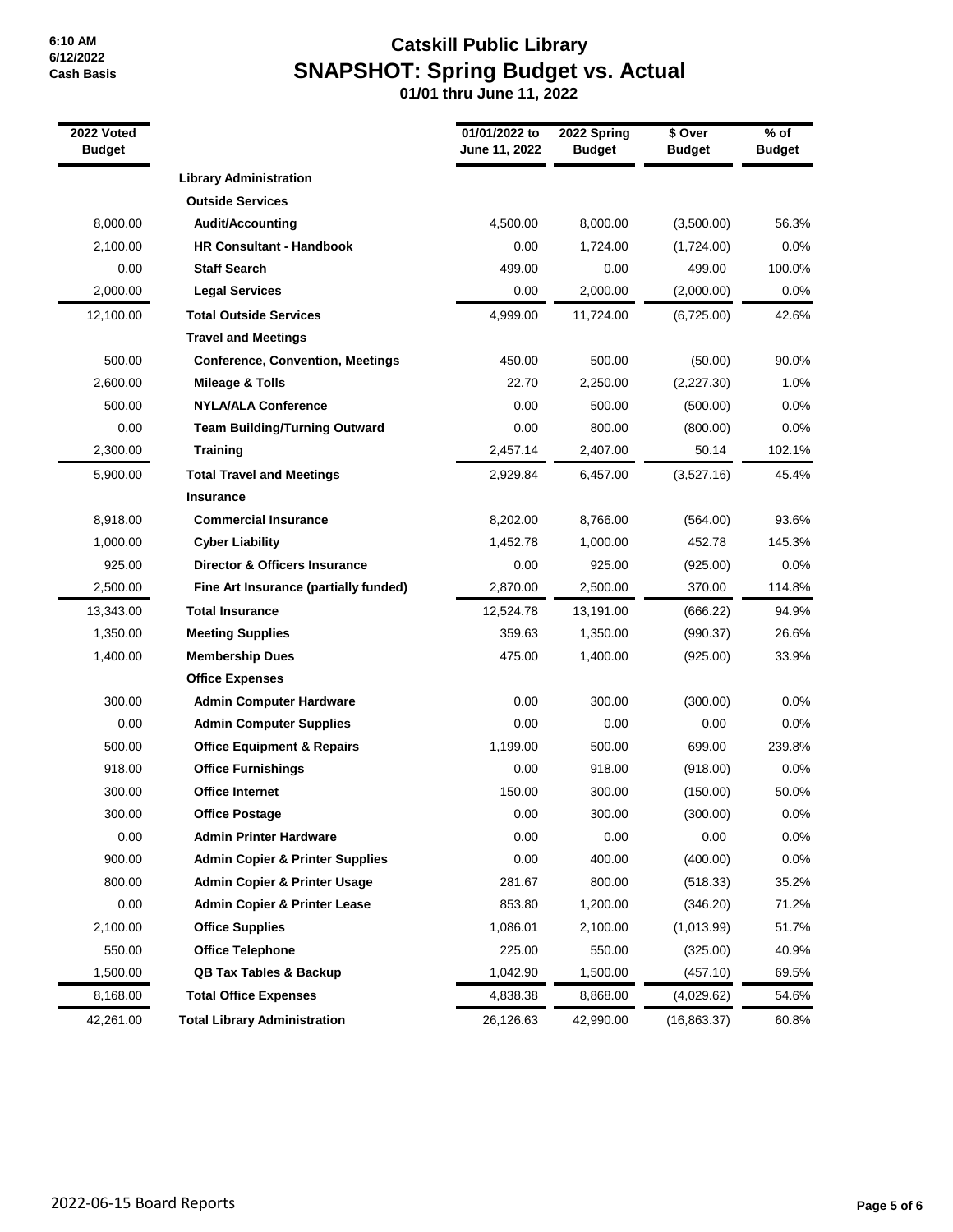6:10 AM
6/12/2022
Cash Basis

# Catskill Public Library
## SNAPSHOT: Spring Budget vs. Actual
### 01/01 thru June 11, 2022

| 2022 Voted Budget | | 01/01/2022 to June 11, 2022 | 2022 Spring Budget | $ Over Budget | % of Budget |
|---|---|---|---|---|---|
| | **Library Administration** | | | | |
| | **Outside Services** | | | | |
| 8,000.00 | **Audit/Accounting** | 4,500.00 | 8,000.00 | (3,500.00) | 56.3% |
| 2,100.00 | **HR Consultant - Handbook** | 0.00 | 1,724.00 | (1,724.00) | 0.0% |
| 0.00 | **Staff Search** | 499.00 | 0.00 | 499.00 | 100.0% |
| 2,000.00 | **Legal Services** | 0.00 | 2,000.00 | (2,000.00) | 0.0% |
| 12,100.00 | **Total Outside Services** | 4,999.00 | 11,724.00 | (6,725.00) | 42.6% |
| | **Travel and Meetings** | | | | |
| 500.00 | **Conference, Convention, Meetings** | 450.00 | 500.00 | (50.00) | 90.0% |
| 2,600.00 | **Mileage & Tolls** | 22.70 | 2,250.00 | (2,227.30) | 1.0% |
| 500.00 | **NYLA/ALA Conference** | 0.00 | 500.00 | (500.00) | 0.0% |
| 0.00 | **Team Building/Turning Outward** | 0.00 | 800.00 | (800.00) | 0.0% |
| 2,300.00 | **Training** | 2,457.14 | 2,407.00 | 50.14 | 102.1% |
| 5,900.00 | **Total Travel and Meetings** | 2,929.84 | 6,457.00 | (3,527.16) | 45.4% |
| | **Insurance** | | | | |
| 8,918.00 | **Commercial Insurance** | 8,202.00 | 8,766.00 | (564.00) | 93.6% |
| 1,000.00 | **Cyber Liability** | 1,452.78 | 1,000.00 | 452.78 | 145.3% |
| 925.00 | **Director & Officers Insurance** | 0.00 | 925.00 | (925.00) | 0.0% |
| 2,500.00 | **Fine Art Insurance (partially funded)** | 2,870.00 | 2,500.00 | 370.00 | 114.8% |
| 13,343.00 | **Total Insurance** | 12,524.78 | 13,191.00 | (666.22) | 94.9% |
| 1,350.00 | **Meeting Supplies** | 359.63 | 1,350.00 | (990.37) | 26.6% |
| 1,400.00 | **Membership Dues** | 475.00 | 1,400.00 | (925.00) | 33.9% |
| | **Office Expenses** | | | | |
| 300.00 | **Admin Computer Hardware** | 0.00 | 300.00 | (300.00) | 0.0% |
| 0.00 | **Admin Computer Supplies** | 0.00 | 0.00 | 0.00 | 0.0% |
| 500.00 | **Office Equipment & Repairs** | 1,199.00 | 500.00 | 699.00 | 239.8% |
| 918.00 | **Office Furnishings** | 0.00 | 918.00 | (918.00) | 0.0% |
| 300.00 | **Office Internet** | 150.00 | 300.00 | (150.00) | 50.0% |
| 300.00 | **Office Postage** | 0.00 | 300.00 | (300.00) | 0.0% |
| 0.00 | **Admin Printer Hardware** | 0.00 | 0.00 | 0.00 | 0.0% |
| 900.00 | **Admin Copier & Printer Supplies** | 0.00 | 400.00 | (400.00) | 0.0% |
| 800.00 | **Admin Copier & Printer Usage** | 281.67 | 800.00 | (518.33) | 35.2% |
| 0.00 | **Admin Copier & Printer Lease** | 853.80 | 1,200.00 | (346.20) | 71.2% |
| 2,100.00 | **Office Supplies** | 1,086.01 | 2,100.00 | (1,013.99) | 51.7% |
| 550.00 | **Office Telephone** | 225.00 | 550.00 | (325.00) | 40.9% |
| 1,500.00 | **QB Tax Tables & Backup** | 1,042.90 | 1,500.00 | (457.10) | 69.5% |
| 8,168.00 | **Total Office Expenses** | 4,838.38 | 8,868.00 | (4,029.62) | 54.6% |
| 42,261.00 | **Total Library Administration** | 26,126.63 | 42,990.00 | (16,863.37) | 60.8% |

2022-06-15 Board Reports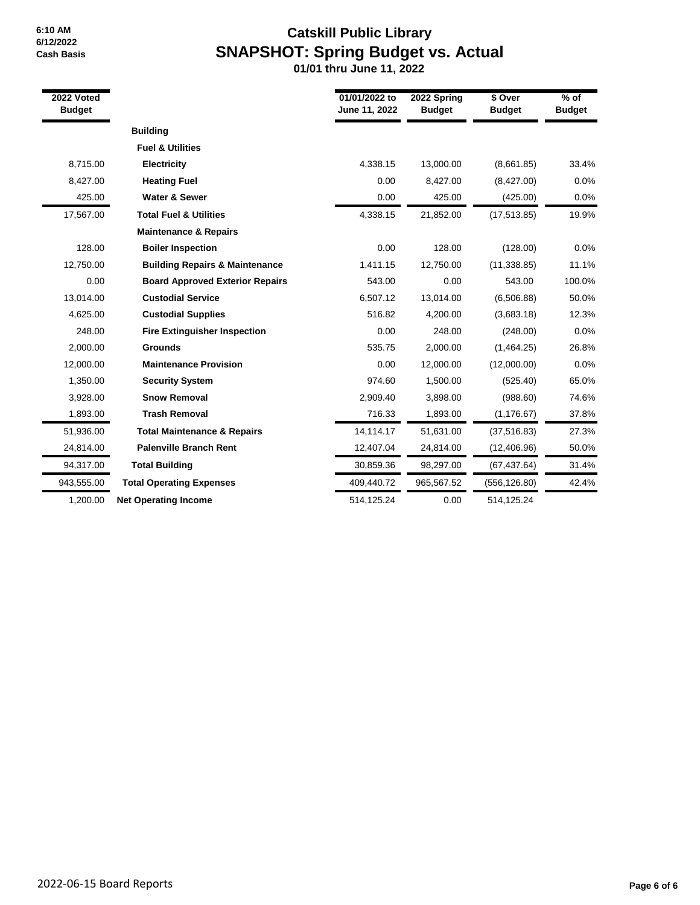6:10 AM
6/12/2022
Cash Basis

# Catskill Public Library
## SNAPSHOT: Spring Budget vs. Actual
### 01/01 thru June 11, 2022

| 2022 Voted Budget | | 01/01/2022 to June 11, 2022 | 2022 Spring Budget | $ Over Budget | % of Budget |
|---|---|---|---|---|---|
| | **Building** | | | | |
| | **Fuel & Utilities** | | | | |
| 8,715.00 | **Electricity** | 4,338.15 | 13,000.00 | (8,661.85) | 33.4% |
| 8,427.00 | **Heating Fuel** | 0.00 | 8,427.00 | (8,427.00) | 0.0% |
| 425.00 | **Water & Sewer** | 0.00 | 425.00 | (425.00) | 0.0% |
| 17,567.00 | **Total Fuel & Utilities** | 4,338.15 | 21,852.00 | (17,513.85) | 19.9% |
| | **Maintenance & Repairs** | | | | |
| 128.00 | **Boiler Inspection** | 0.00 | 128.00 | (128.00) | 0.0% |
| 12,750.00 | **Building Repairs & Maintenance** | 1,411.15 | 12,750.00 | (11,338.85) | 11.1% |
| 0.00 | **Board Approved Exterior Repairs** | 543.00 | 0.00 | 543.00 | 100.0% |
| 13,014.00 | **Custodial Service** | 6,507.12 | 13,014.00 | (6,506.88) | 50.0% |
| 4,625.00 | **Custodial Supplies** | 516.82 | 4,200.00 | (3,683.18) | 12.3% |
| 248.00 | **Fire Extinguisher Inspection** | 0.00 | 248.00 | (248.00) | 0.0% |
| 2,000.00 | **Grounds** | 535.75 | 2,000.00 | (1,464.25) | 26.8% |
| 12,000.00 | **Maintenance Provision** | 0.00 | 12,000.00 | (12,000.00) | 0.0% |
| 1,350.00 | **Security System** | 974.60 | 1,500.00 | (525.40) | 65.0% |
| 3,928.00 | **Snow Removal** | 2,909.40 | 3,898.00 | (988.60) | 74.6% |
| 1,893.00 | **Trash Removal** | 716.33 | 1,893.00 | (1,176.67) | 37.8% |
| 51,936.00 | **Total Maintenance & Repairs** | 14,114.17 | 51,631.00 | (37,516.83) | 27.3% |
| 24,814.00 | **Palenville Branch Rent** | 12,407.04 | 24,814.00 | (12,406.96) | 50.0% |
| 94,317.00 | **Total Building** | 30,859.36 | 98,297.00 | (67,437.64) | 31.4% |
| 943,555.00 | **Total Operating Expenses** | 409,440.72 | 965,567.52 | (556,126.80) | 42.4% |
| 1,200.00 | **Net Operating Income** | 514,125.24 | 0.00 | 514,125.24 | |

2022-06-15 Board Reports